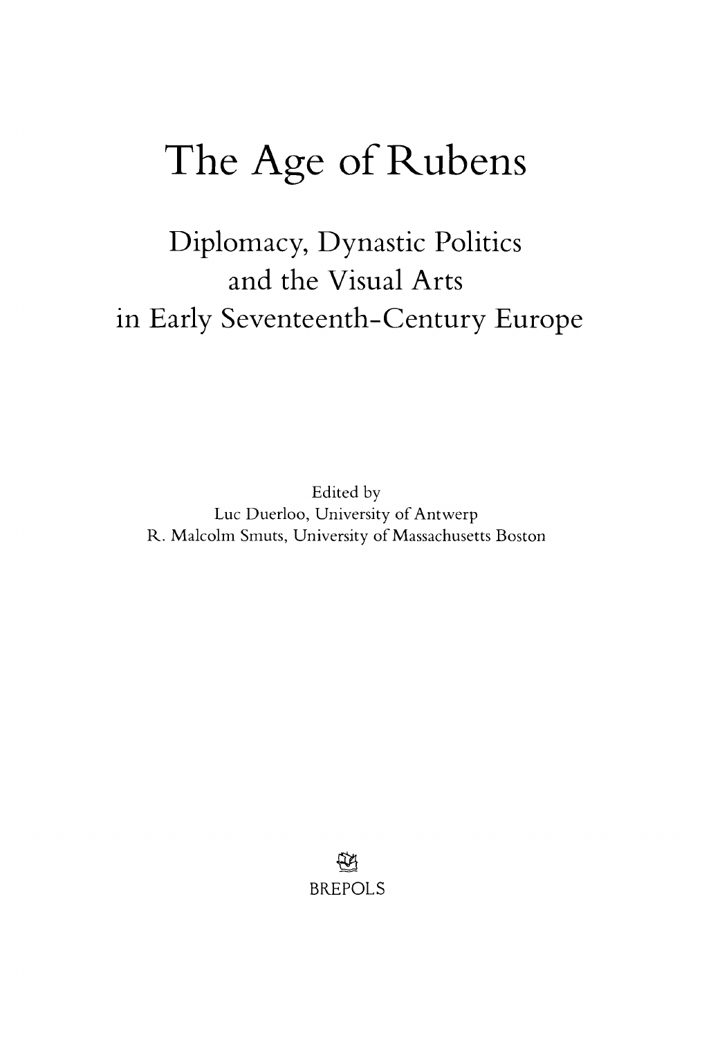# The Age of Rubens

## Diplomacy, Dynastic Politics and the Visual Arts in Early Seventeenth-Century Europe

Edited by
Luc Duerloo, University of Antwerp
R. Malcolm Smuts, University of Massachusetts Boston

BREPOLS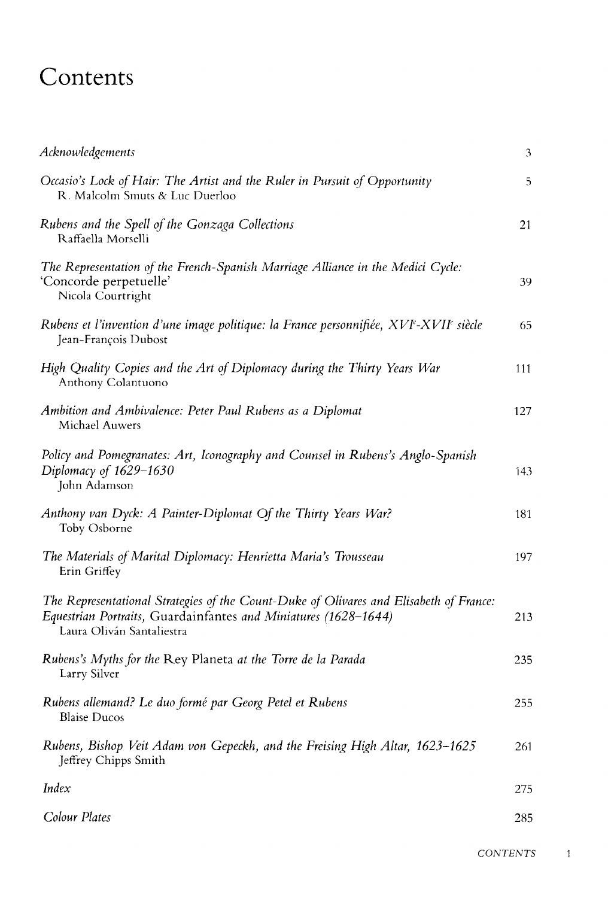# Contents

| | |
|---|---|
| *Acknowledgements* | 3 |
| *Occasio's Lock of Hair: The Artist and the Ruler in Pursuit of Opportunity*<br>R. Malcolm Smuts & Luc Duerloo | 5 |
| *Rubens and the Spell of the Gonzaga Collections*<br>Raffaella Morselli | 21 |
| *The Representation of the French-Spanish Marriage Alliance in the Medici Cycle:* 'Concorde perpetuelle'<br>Nicola Courtright | 39 |
| *Rubens et l'invention d'une image politique: la France personnifiée, XVI[e]-XVII[e] siècle*<br>Jean-François Dubost | 65 |
| *High Quality Copies and the Art of Diplomacy during the Thirty Years War*<br>Anthony Colantuono | 111 |
| *Ambition and Ambivalence: Peter Paul Rubens as a Diplomat*<br>Michael Auwers | 127 |
| *Policy and Pomegranates: Art, Iconography and Counsel in Rubens's Anglo-Spanish Diplomacy of 1629–1630*<br>John Adamson | 143 |
| *Anthony van Dyck: A Painter-Diplomat Of the Thirty Years War?*<br>Toby Osborne | 181 |
| *The Materials of Marital Diplomacy: Henrietta Maria's Trousseau*<br>Erin Griffey | 197 |
| *The Representational Strategies of the Count-Duke of Olivares and Elisabeth of France: Equestrian Portraits,* Guardainfantes *and Miniatures (1628–1644)*<br>Laura Oliván Santaliestra | 213 |
| *Rubens's Myths for the* Rey Planeta *at the Torre de la Parada*<br>Larry Silver | 235 |
| *Rubens allemand? Le duo formé par Georg Petel et Rubens*<br>Blaise Ducos | 255 |
| *Rubens, Bishop Veit Adam von Gepeckh, and the Freising High Altar, 1623–1625*<br>Jeffrey Chipps Smith | 261 |
| *Index* | 275 |
| *Colour Plates* | 285 |